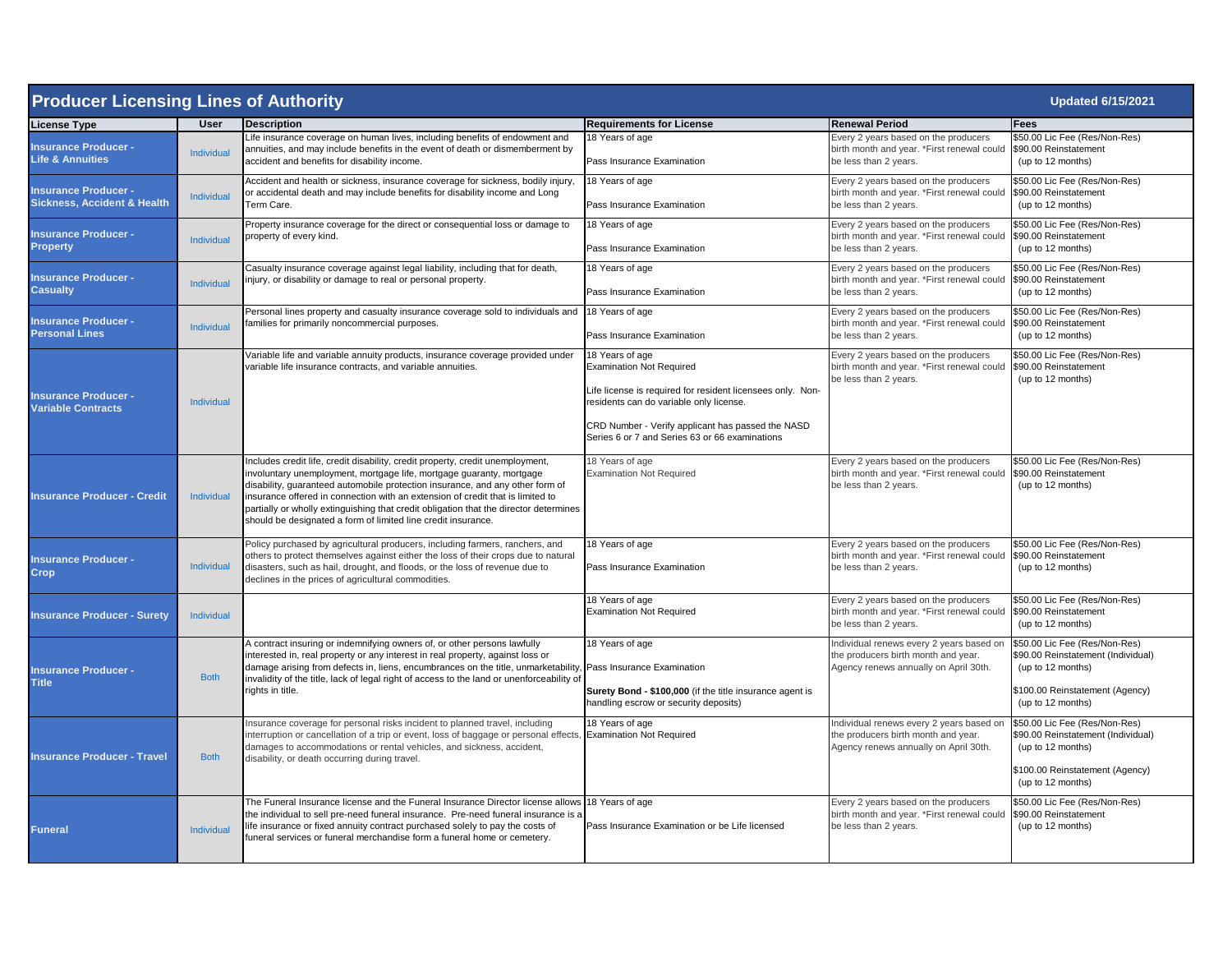# Producer Licensing Lines of Authority

Updated 6/15/2021

| License Type | User | Description | Requirements for License | Renewal Period | Fees |
|---|---|---|---|---|---|
| **Insurance Producer - Life & Annuities** | Individual | Life insurance coverage on human lives, including benefits of endowment and annuities, and may include benefits in the event of death or dismemberment by accident and benefits for disability income. | 18 Years of age<br><br>Pass Insurance Examination | Every 2 years based on the producers birth month and year. *First renewal could be less than 2 years. | $50.00 Lic Fee (Res/Non-Res)<br>$90.00 Reinstatement (up to 12 months) |
| **Insurance Producer - Sickness, Accident & Health** | Individual | Accident and health or sickness, insurance coverage for sickness, bodily injury, or accidental death and may include benefits for disability income and Long Term Care. | 18 Years of age<br><br>Pass Insurance Examination | Every 2 years based on the producers birth month and year. *First renewal could be less than 2 years. | $50.00 Lic Fee (Res/Non-Res)<br>$90.00 Reinstatement (up to 12 months) |
| **Insurance Producer - Property** | Individual | Property insurance coverage for the direct or consequential loss or damage to property of every kind. | 18 Years of age<br><br>Pass Insurance Examination | Every 2 years based on the producers birth month and year. *First renewal could be less than 2 years. | $50.00 Lic Fee (Res/Non-Res)<br>$90.00 Reinstatement (up to 12 months) |
| **Insurance Producer - Casualty** | Individual | Casualty insurance coverage against legal liability, including that for death, injury, or disability or damage to real or personal property. | 18 Years of age<br><br>Pass Insurance Examination | Every 2 years based on the producers birth month and year. *First renewal could be less than 2 years. | $50.00 Lic Fee (Res/Non-Res)<br>$90.00 Reinstatement (up to 12 months) |
| **Insurance Producer - Personal Lines** | Individual | Personal lines property and casualty insurance coverage sold to individuals and families for primarily noncommercial purposes. | 18 Years of age<br><br>Pass Insurance Examination | Every 2 years based on the producers birth month and year. *First renewal could be less than 2 years. | $50.00 Lic Fee (Res/Non-Res)<br>$90.00 Reinstatement (up to 12 months) |
| **Insurance Producer - Variable Contracts** | Individual | Variable life and variable annuity products, insurance coverage provided under variable life insurance contracts, and variable annuities. | 18 Years of age<br>Examination Not Required<br><br>Life license is required for resident licensees only. Non-residents can do variable only license.<br><br>CRD Number - Verify applicant has passed the NASD Series 6 or 7 and Series 63 or 66 examinations | Every 2 years based on the producers birth month and year. *First renewal could be less than 2 years. | $50.00 Lic Fee (Res/Non-Res)<br>$90.00 Reinstatement (up to 12 months) |
| **Insurance Producer - Credit** | Individual | Includes credit life, credit disability, credit property, credit unemployment, involuntary unemployment, mortgage life, mortgage guaranty, mortgage disability, guaranteed automobile protection insurance, and any other form of insurance offered in connection with an extension of credit that is limited to partially or wholly extinguishing that credit obligation that the director determines should be designated a form of limited line credit insurance. | 18 Years of age<br>Examination Not Required | Every 2 years based on the producers birth month and year. *First renewal could be less than 2 years. | $50.00 Lic Fee (Res/Non-Res)<br>$90.00 Reinstatement (up to 12 months) |
| **Insurance Producer - Crop** | Individual | Policy purchased by agricultural producers, including farmers, ranchers, and others to protect themselves against either the loss of their crops due to natural disasters, such as hail, drought, and floods, or the loss of revenue due to declines in the prices of agricultural commodities. | 18 Years of age<br><br>Pass Insurance Examination | Every 2 years based on the producers birth month and year. *First renewal could be less than 2 years. | $50.00 Lic Fee (Res/Non-Res)<br>$90.00 Reinstatement (up to 12 months) |
| **Insurance Producer - Surety** | Individual | | 18 Years of age<br>Examination Not Required | Every 2 years based on the producers birth month and year. *First renewal could be less than 2 years. | $50.00 Lic Fee (Res/Non-Res)<br>$90.00 Reinstatement (up to 12 months) |
| **Insurance Producer - Title** | Both | A contract insuring or indemnifying owners of, or other persons lawfully interested in, real property or any interest in real property, against loss or damage arising from defects in, liens, encumbrances on the title, unmarketability, invalidity of the title, lack of legal right of access to the land or unenforceability of rights in title. | 18 Years of age<br>Pass Insurance Examination<br><br>**Surety Bond - $100,000** (if the title insurance agent is handling escrow or security deposits) | Individual renews every 2 years based on the producers birth month and year. Agency renews annually on April 30th. | $50.00 Lic Fee (Res/Non-Res)<br>$90.00 Reinstatement (Individual) (up to 12 months)<br><br>$100.00 Reinstatement (Agency) (up to 12 months) |
| **Insurance Producer - Travel** | Both | Insurance coverage for personal risks incident to planned travel, including interruption or cancellation of a trip or event, loss of baggage or personal effects, damages to accommodations or rental vehicles, and sickness, accident, disability, or death occurring during travel. | 18 Years of age<br>Examination Not Required | Individual renews every 2 years based on the producers birth month and year. Agency renews annually on April 30th. | $50.00 Lic Fee (Res/Non-Res)<br>$90.00 Reinstatement (Individual) (up to 12 months)<br><br>$100.00 Reinstatement (Agency) (up to 12 months) |
| **Funeral** | Individual | The Funeral Insurance license and the Funeral Insurance Director license allows the individual to sell pre-need funeral insurance. Pre-need funeral insurance is a life insurance or fixed annuity contract purchased solely to pay the costs of funeral services or funeral merchandise form a funeral home or cemetery. | 18 Years of age<br><br>Pass Insurance Examination or be Life licensed | Every 2 years based on the producers birth month and year. *First renewal could be less than 2 years. | $50.00 Lic Fee (Res/Non-Res)<br>$90.00 Reinstatement (up to 12 months) |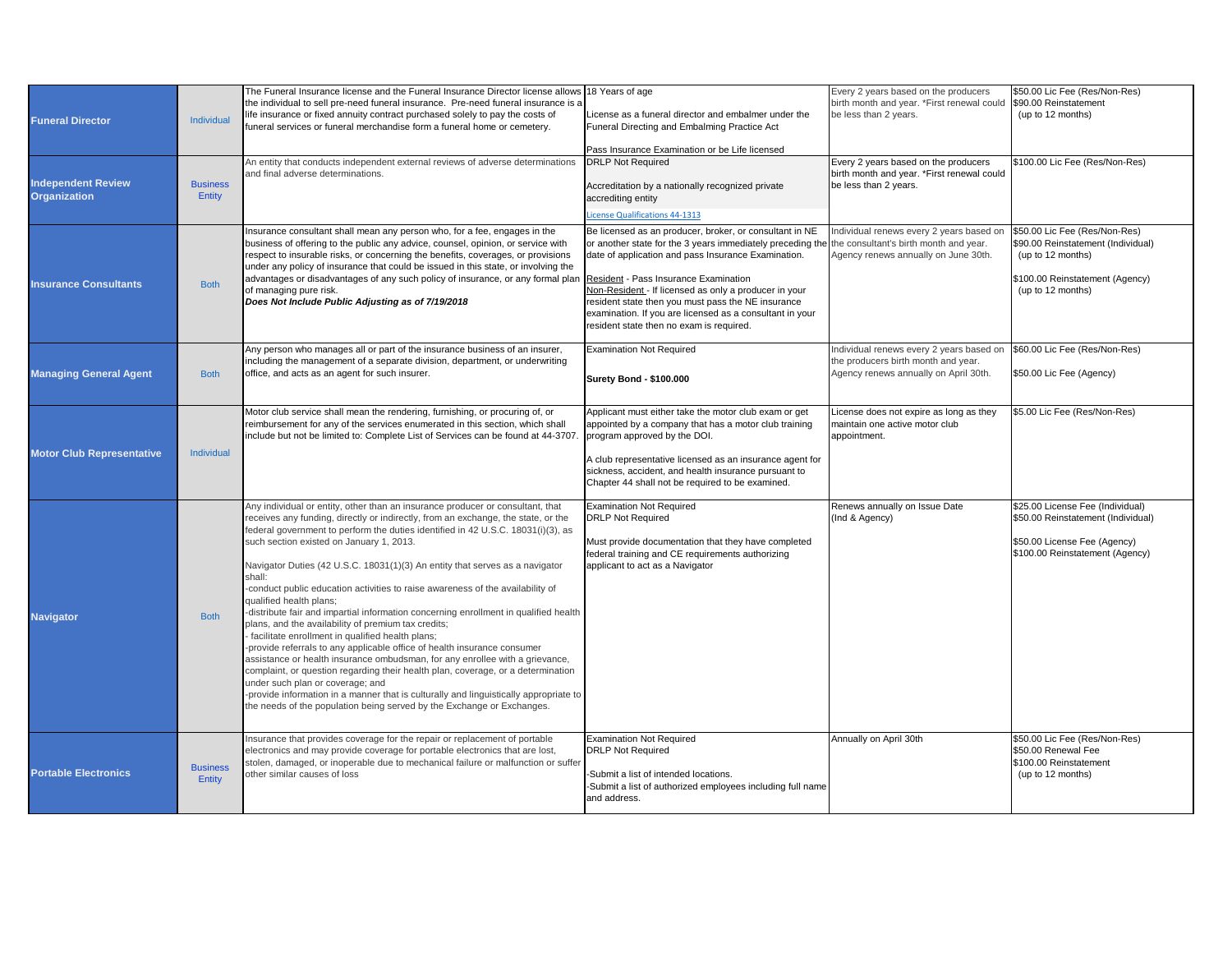| | | | | | |
|---|---|---|---|---|---|
| **Funeral Director** | Individual | The Funeral Insurance license and the Funeral Insurance Director license allows the individual to sell pre-need funeral insurance. Pre-need funeral insurance is a life insurance or fixed annuity contract purchased solely to pay the costs of funeral services or funeral merchandise form a funeral home or cemetery. | 18 Years of age<br><br>License as a funeral director and embalmer under the Funeral Directing and Embalming Practice Act<br><br>Pass Insurance Examination or be Life licensed | Every 2 years based on the producers birth month and year. *First renewal could be less than 2 years. | $50.00 Lic Fee (Res/Non-Res)<br>$90.00 Reinstatement<br>(up to 12 months) |
| **Independent Review Organization** | Business Entity | An entity that conducts independent external reviews of adverse determinations and final adverse determinations. | DRLP Not Required<br><br>Accreditation by a nationally recognized private accrediting entity<br><br>License Qualifications 44-1313 | Every 2 years based on the producers birth month and year. *First renewal could be less than 2 years. | $100.00 Lic Fee (Res/Non-Res) |
| **Insurance Consultants** | Both | Insurance consultant shall mean any person who, for a fee, engages in the business of offering to the public any advice, counsel, opinion, or service with respect to insurable risks, or concerning the benefits, coverages, or provisions under any policy of insurance that could be issued in this state, or involving the advantages or disadvantages of any such policy of insurance, or any formal plan of managing pure risk.<br>***Does Not Include Public Adjusting as of 7/19/2018*** | Be licensed as an producer, broker, or consultant in NE or another state for the 3 years immediately preceding the date of application and pass Insurance Examination.<br><br>Resident - Pass Insurance Examination<br>Non-Resident - If licensed as only a producer in your resident state then you must pass the NE insurance examination. If you are licensed as a consultant in your resident state then no exam is required. | Individual renews every 2 years based on the consultant's birth month and year.<br>Agency renews annually on June 30th. | $50.00 Lic Fee (Res/Non-Res)<br>$90.00 Reinstatement (Individual)<br>(up to 12 months)<br><br>$100.00 Reinstatement (Agency)<br>(up to 12 months) |
| **Managing General Agent** | Both | Any person who manages all or part of the insurance business of an insurer, including the management of a separate division, department, or underwriting office, and acts as an agent for such insurer. | Examination Not Required<br><br>**Surety Bond - $100.000** | Individual renews every 2 years based on the producers birth month and year.<br>Agency renews annually on April 30th. | $60.00 Lic Fee (Res/Non-Res)<br><br>$50.00 Lic Fee (Agency) |
| **Motor Club Representative** | Individual | Motor club service shall mean the rendering, furnishing, or procuring of, or reimbursement for any of the services enumerated in this section, which shall include but not be limited to: Complete List of Services can be found at 44-3707. | Applicant must either take the motor club exam or get appointed by a company that has a motor club training program approved by the DOI.<br><br>A club representative licensed as an insurance agent for sickness, accident, and health insurance pursuant to Chapter 44 shall not be required to be examined. | License does not expire as long as they maintain one active motor club appointment. | $5.00 Lic Fee (Res/Non-Res) |
| **Navigator** | Both | Any individual or entity, other than an insurance producer or consultant, that receives any funding, directly or indirectly, from an exchange, the state, or the federal government to perform the duties identified in 42 U.S.C. 18031(i)(3), as such section existed on January 1, 2013.<br><br>Navigator Duties (42 U.S.C. 18031(1)(3) An entity that serves as a navigator shall:<br>-conduct public education activities to raise awareness of the availability of qualified health plans;<br>-distribute fair and impartial information concerning enrollment in qualified health plans, and the availability of premium tax credits;<br>- facilitate enrollment in qualified health plans;<br>-provide referrals to any applicable office of health insurance consumer assistance or health insurance ombudsman, for any enrollee with a grievance, complaint, or question regarding their health plan, coverage, or a determination under such plan or coverage; and<br>-provide information in a manner that is culturally and linguistically appropriate to the needs of the population being served by the Exchange or Exchanges. | Examination Not Required<br>DRLP Not Required<br><br>Must provide documentation that they have completed federal training and CE requirements authorizing applicant to act as a Navigator | Renews annually on Issue Date<br>(Ind & Agency) | $25.00 License Fee (Individual)<br>$50.00 Reinstatement (Individual)<br><br>$50.00 License Fee (Agency)<br>$100.00 Reinstatement (Agency) |
| **Portable Electronics** | Business Entity | Insurance that provides coverage for the repair or replacement of portable electronics and may provide coverage for portable electronics that are lost, stolen, damaged, or inoperable due to mechanical failure or malfunction or suffer other similar causes of loss | Examination Not Required<br>DRLP Not Required<br><br>-Submit a list of intended locations.<br>-Submit a list of authorized employees including full name and address. | Annually on April 30th | $50.00 Lic Fee (Res/Non-Res)<br>$50.00 Renewal Fee<br>$100.00 Reinstatement<br>(up to 12 months) |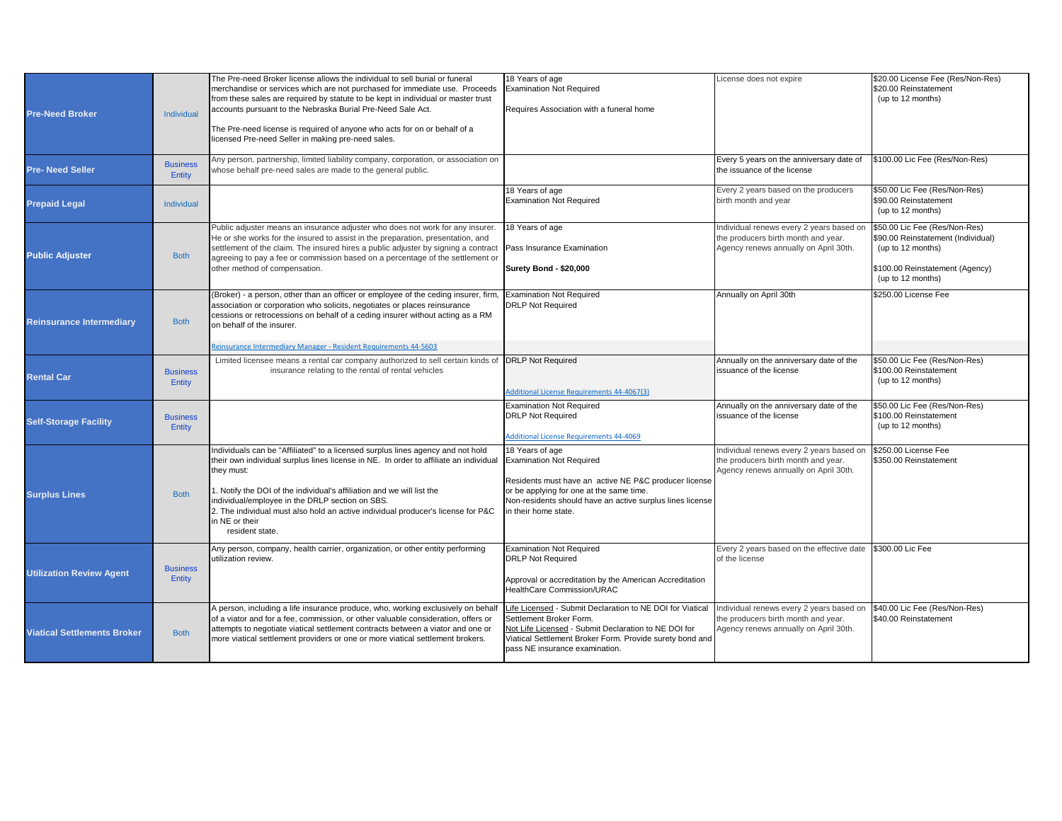| | | | | | |
|---|---|---|---|---|---|
| **Pre-Need Broker** | Individual | The Pre-need Broker license allows the individual to sell burial or funeral merchandise or services which are not purchased for immediate use. Proceeds from these sales are required by statute to be kept in individual or master trust accounts pursuant to the Nebraska Burial Pre-Need Sale Act.<br><br>The Pre-need license is required of anyone who acts for on or behalf of a licensed Pre-need Seller in making pre-need sales. | 18 Years of age<br>Examination Not Required<br><br>Requires Association with a funeral home | License does not expire | $20.00 License Fee (Res/Non-Res)<br>$20.00 Reinstatement<br>(up to 12 months) |
| **Pre- Need Seller** | Business Entity | Any person, partnership, limited liability company, corporation, or association on whose behalf pre-need sales are made to the general public. | | Every 5 years on the anniversary date of the issuance of the license | $100.00 Lic Fee (Res/Non-Res) |
| **Prepaid Legal** | Individual | | 18 Years of age<br>Examination Not Required | Every 2 years based on the producers birth month and year | $50.00 Lic Fee (Res/Non-Res)<br>$90.00 Reinstatement<br>(up to 12 months) |
| **Public Adjuster** | Both | Public adjuster means an insurance adjuster who does not work for any insurer. He or she works for the insured to assist in the preparation, presentation, and settlement of the claim. The insured hires a public adjuster by signing a contract agreeing to pay a fee or commission based on a percentage of the settlement or other method of compensation. | 18 Years of age<br><br>Pass Insurance Examination<br><br>**Surety Bond - $20,000** | Individual renews every 2 years based on the producers birth month and year.<br>Agency renews annually on April 30th. | $50.00 Lic Fee (Res/Non-Res)<br>$90.00 Reinstatement (Individual)<br>(up to 12 months)<br><br>$100.00 Reinstatement (Agency)<br>(up to 12 months) |
| **Reinsurance Intermediary** | Both | (Broker) - a person, other than an officer or employee of the ceding insurer, firm, association or corporation who solicits, negotiates or places reinsurance cessions or retrocessions on behalf of a ceding insurer without acting as a RM on behalf of the insurer.<br><br>Reinsurance Intermediary Manager - Resident Requirements 44-5603 | Examination Not Required<br>DRLP Not Required | Annually on April 30th | $250.00 License Fee |
| **Rental Car** | Business Entity | Limited licensee means a rental car company authorized to sell certain kinds of insurance relating to the rental of rental vehicles | DRLP Not Required<br><br>Additional License Requirements 44-4067(3) | Annually on the anniversary date of the issuance of the license | $50.00 Lic Fee (Res/Non-Res)<br>$100.00 Reinstatement<br>(up to 12 months) |
| **Self-Storage Facility** | Business Entity | | Examination Not Required<br>DRLP Not Required<br><br>Additional License Requirements 44-4069 | Annually on the anniversary date of the issuance of the license | $50.00 Lic Fee (Res/Non-Res)<br>$100.00 Reinstatement<br>(up to 12 months) |
| **Surplus Lines** | Both | Individuals can be "Affiliated" to a licensed surplus lines agency and not hold their own individual surplus lines license in NE. In order to affiliate an individual they must:<br><br>1. Notify the DOI of the individual's affiliation and we will list the individual/employee in the DRLP section on SBS.<br>2. The individual must also hold an active individual producer's license for P&C in NE or their resident state. | 18 Years of age<br>Examination Not Required<br><br>Residents must have an active NE P&C producer license or be applying for one at the same time.<br>Non-residents should have an active surplus lines license in their home state. | Individual renews every 2 years based on the producers birth month and year.<br>Agency renews annually on April 30th. | $250.00 License Fee<br>$350.00 Reinstatement |
| **Utilization Review Agent** | Business Entity | Any person, company, health carrier, organization, or other entity performing utilization review. | Examination Not Required<br>DRLP Not Required<br><br>Approval or accreditation by the American Accreditation HealthCare Commission/URAC | Every 2 years based on the effective date of the license | $300.00 Lic Fee |
| **Viatical Settlements Broker** | Both | A person, including a life insurance produce, who, working exclusively on behalf of a viator and for a fee, commission, or other valuable consideration, offers or attempts to negotiate viatical settlement contracts between a viator and one or more viatical settlement providers or one or more viatical settlement brokers. | Life Licensed - Submit Declaration to NE DOI for Viatical Settlement Broker Form.<br>Not Life Licensed - Submit Declaration to NE DOI for Viatical Settlement Broker Form. Provide surety bond and pass NE insurance examination. | Individual renews every 2 years based on the producers birth month and year.<br>Agency renews annually on April 30th. | $40.00 Lic Fee (Res/Non-Res)<br>$40.00 Reinstatement |